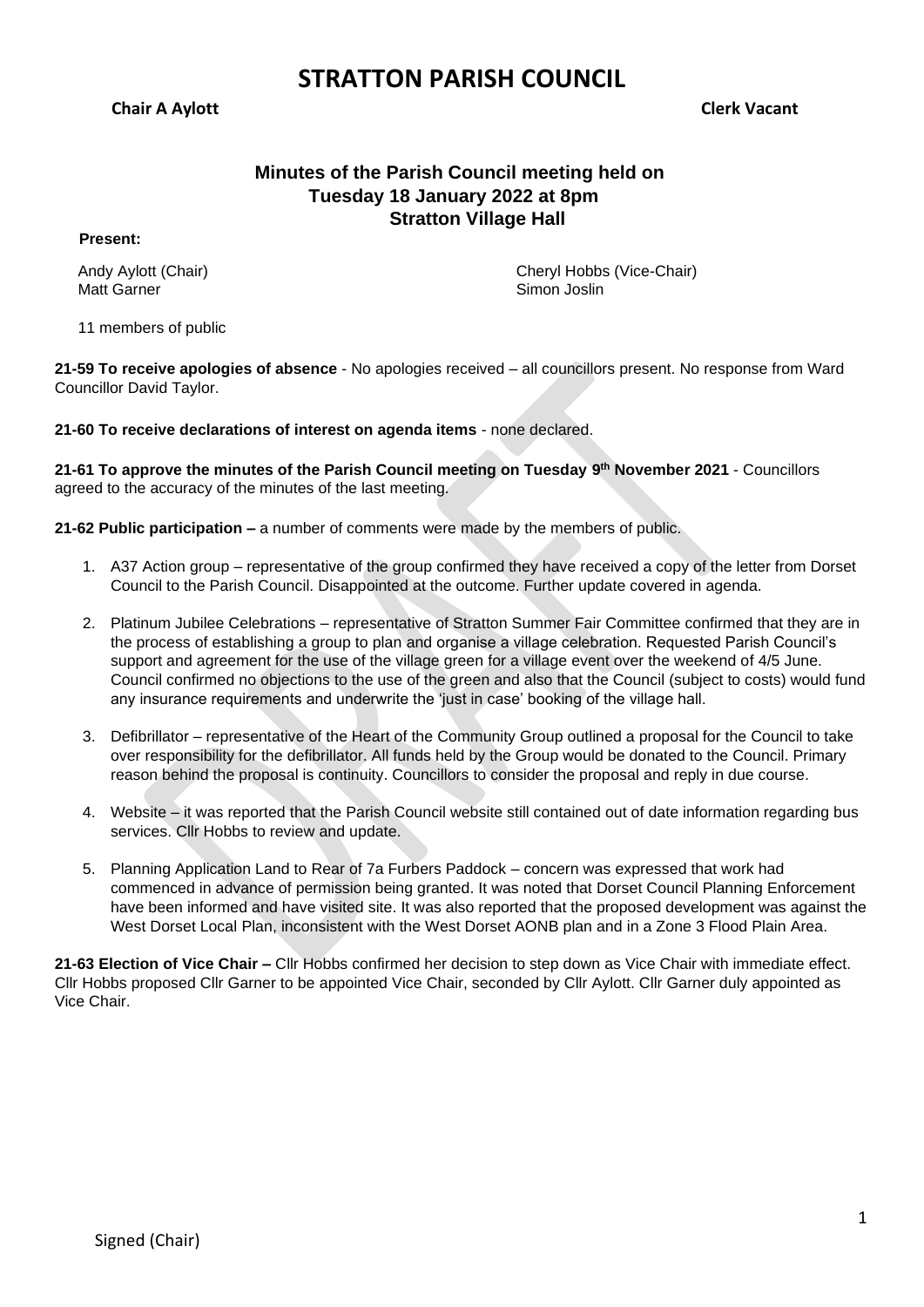# STRATTON PARISH COUNCIL

**Chair A Aylott** **Clerk Vacant**

## Minutes of the Parish Council meeting held on Tuesday 18 January 2022 at 8pm Stratton Village Hall

**Present:**

Andy Aylott (Chair)
Cheryl Hobbs (Vice-Chair)
Matt Garner
Simon Joslin

11 members of public

**21-59 To receive apologies of absence** - No apologies received – all councillors present. No response from Ward Councillor David Taylor.

**21-60 To receive declarations of interest on agenda items** - none declared.

**21-61 To approve the minutes of the Parish Council meeting on Tuesday 9th November 2021** - Councillors agreed to the accuracy of the minutes of the last meeting.

**21-62 Public participation –** a number of comments were made by the members of public.

1. A37 Action group – representative of the group confirmed they have received a copy of the letter from Dorset Council to the Parish Council. Disappointed at the outcome. Further update covered in agenda.
2. Platinum Jubilee Celebrations – representative of Stratton Summer Fair Committee confirmed that they are in the process of establishing a group to plan and organise a village celebration. Requested Parish Council's support and agreement for the use of the village green for a village event over the weekend of 4/5 June. Council confirmed no objections to the use of the green and also that the Council (subject to costs) would fund any insurance requirements and underwrite the 'just in case' booking of the village hall.
3. Defibrillator – representative of the Heart of the Community Group outlined a proposal for the Council to take over responsibility for the defibrillator. All funds held by the Group would be donated to the Council. Primary reason behind the proposal is continuity. Councillors to consider the proposal and reply in due course.
4. Website – it was reported that the Parish Council website still contained out of date information regarding bus services. Cllr Hobbs to review and update.
5. Planning Application Land to Rear of 7a Furbers Paddock – concern was expressed that work had commenced in advance of permission being granted. It was noted that Dorset Council Planning Enforcement have been informed and have visited site. It was also reported that the proposed development was against the West Dorset Local Plan, inconsistent with the West Dorset AONB plan and in a Zone 3 Flood Plain Area.

**21-63 Election of Vice Chair –** Cllr Hobbs confirmed her decision to step down as Vice Chair with immediate effect. Cllr Hobbs proposed Cllr Garner to be appointed Vice Chair, seconded by Cllr Aylott. Cllr Garner duly appointed as Vice Chair.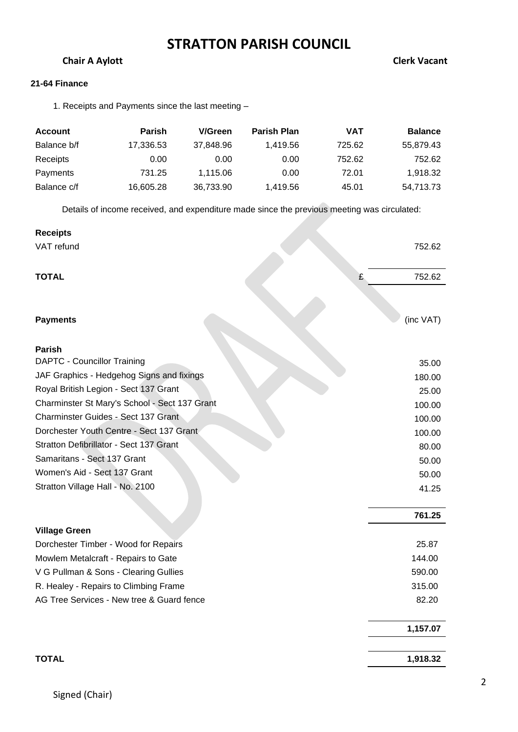# STRATTON PARISH COUNCIL

**Chair A Aylott** **Clerk Vacant**

**21-64 Finance**

1. Receipts and Payments since the last meeting –

| Account | Parish | V/Green | Parish Plan | VAT | Balance |
|---|---|---|---|---|---|
| Balance b/f | 17,336.53 | 37,848.96 | 1,419.56 | 725.62 | 55,879.43 |
| Receipts | 0.00 | 0.00 | 0.00 | 752.62 | 752.62 |
| Payments | 731.25 | 1,115.06 | 0.00 | 72.01 | 1,918.32 |
| Balance c/f | 16,605.28 | 36,733.90 | 1,419.56 | 45.01 | 54,713.73 |

Details of income received, and expenditure made since the previous meeting was circulated:

**Receipts**

| | | |
|---|---|---|
| VAT refund | | 752.62 |
| **TOTAL** | £ | 752.62 |

**Payments** (inc VAT)

| | |
|---|---|
| **Parish** | |
| DAPTC - Councillor Training | 35.00 |
| JAF Graphics - Hedgehog Signs and fixings | 180.00 |
| Royal British Legion - Sect 137 Grant | 25.00 |
| Charminster St Mary's School - Sect 137 Grant | 100.00 |
| Charminster Guides - Sect 137 Grant | 100.00 |
| Dorchester Youth Centre - Sect 137 Grant | 100.00 |
| Stratton Defibrillator - Sect 137 Grant | 80.00 |
| Samaritans - Sect 137 Grant | 50.00 |
| Women's Aid - Sect 137 Grant | 50.00 |
| Stratton Village Hall - No. 2100 | 41.25 |
| | **761.25** |
| **Village Green** | |
| Dorchester Timber - Wood for Repairs | 25.87 |
| Mowlem Metalcraft - Repairs to Gate | 144.00 |
| V G Pullman & Sons - Clearing Gullies | 590.00 |
| R. Healey - Repairs to Climbing Frame | 315.00 |
| AG Tree Services - New tree & Guard fence | 82.20 |
| | **1,157.07** |
| **TOTAL** | **1,918.32** |

Signed (Chair)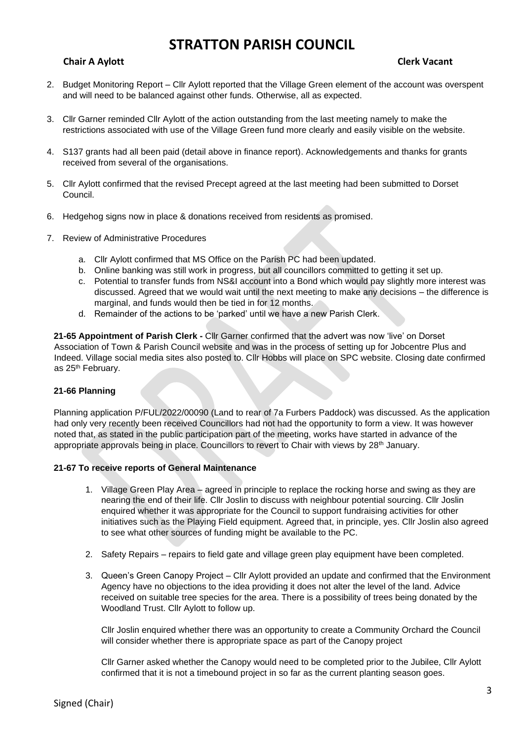# STRATTON PARISH COUNCIL

**Chair A Aylott** **Clerk Vacant**

2. Budget Monitoring Report – Cllr Aylott reported that the Village Green element of the account was overspent and will need to be balanced against other funds. Otherwise, all as expected.

3. Cllr Garner reminded Cllr Aylott of the action outstanding from the last meeting namely to make the restrictions associated with use of the Village Green fund more clearly and easily visible on the website.

4. S137 grants had all been paid (detail above in finance report). Acknowledgements and thanks for grants received from several of the organisations.

5. Cllr Aylott confirmed that the revised Precept agreed at the last meeting had been submitted to Dorset Council.

6. Hedgehog signs now in place & donations received from residents as promised.

7. Review of Administrative Procedures

   a. Cllr Aylott confirmed that MS Office on the Parish PC had been updated.
   b. Online banking was still work in progress, but all councillors committed to getting it set up.
   c. Potential to transfer funds from NS&I account into a Bond which would pay slightly more interest was discussed. Agreed that we would wait until the next meeting to make any decisions – the difference is marginal, and funds would then be tied in for 12 months.
   d. Remainder of the actions to be 'parked' until we have a new Parish Clerk.

**21-65 Appointment of Parish Clerk -** Cllr Garner confirmed that the advert was now 'live' on Dorset Association of Town & Parish Council website and was in the process of setting up for Jobcentre Plus and Indeed. Village social media sites also posted to. Cllr Hobbs will place on SPC website. Closing date confirmed as 25th February.

**21-66 Planning**

Planning application P/FUL/2022/00090 (Land to rear of 7a Furbers Paddock) was discussed. As the application had only very recently been received Councillors had not had the opportunity to form a view. It was however noted that, as stated in the public participation part of the meeting, works have started in advance of the appropriate approvals being in place. Councillors to revert to Chair with views by 28th January.

**21-67 To receive reports of General Maintenance**

1. Village Green Play Area – agreed in principle to replace the rocking horse and swing as they are nearing the end of their life. Cllr Joslin to discuss with neighbour potential sourcing. Cllr Joslin enquired whether it was appropriate for the Council to support fundraising activities for other initiatives such as the Playing Field equipment. Agreed that, in principle, yes. Cllr Joslin also agreed to see what other sources of funding might be available to the PC.

2. Safety Repairs – repairs to field gate and village green play equipment have been completed.

3. Queen's Green Canopy Project – Cllr Aylott provided an update and confirmed that the Environment Agency have no objections to the idea providing it does not alter the level of the land. Advice received on suitable tree species for the area. There is a possibility of trees being donated by the Woodland Trust. Cllr Aylott to follow up.

   Cllr Joslin enquired whether there was an opportunity to create a Community Orchard the Council will consider whether there is appropriate space as part of the Canopy project

   Cllr Garner asked whether the Canopy would need to be completed prior to the Jubilee, Cllr Aylott confirmed that it is not a timebound project in so far as the current planting season goes.

Signed (Chair)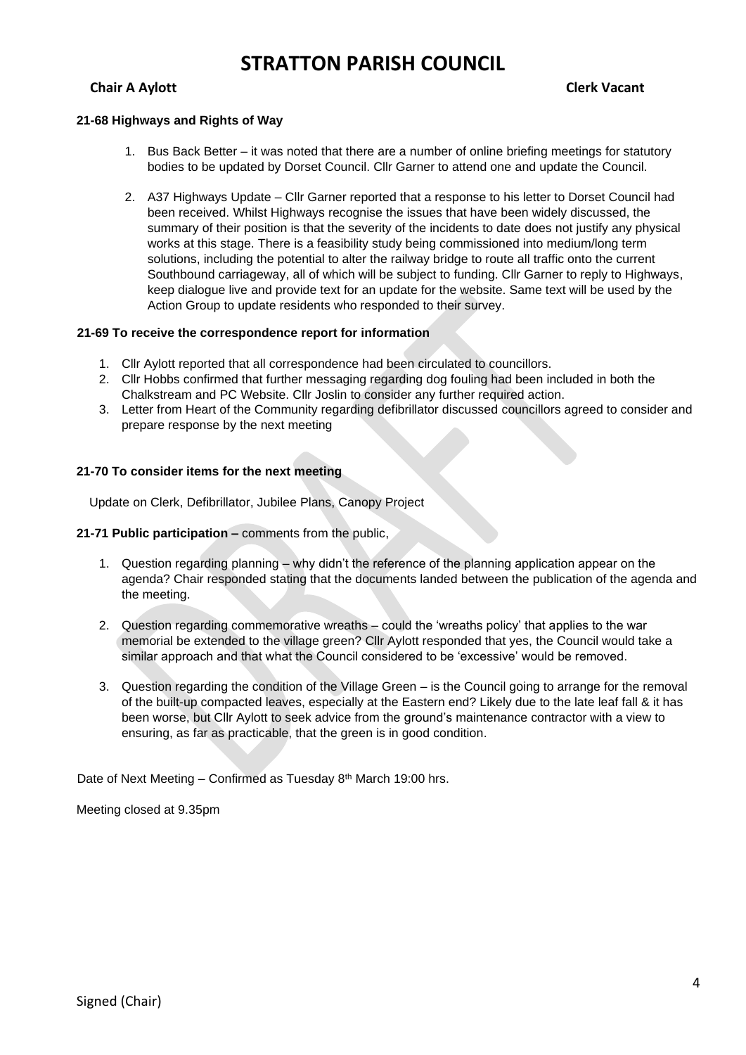# STRATTON PARISH COUNCIL

**Chair A Aylott** **Clerk Vacant**

**21-68 Highways and Rights of Way**

1. Bus Back Better – it was noted that there are a number of online briefing meetings for statutory bodies to be updated by Dorset Council. Cllr Garner to attend one and update the Council.

2. A37 Highways Update – Cllr Garner reported that a response to his letter to Dorset Council had been received. Whilst Highways recognise the issues that have been widely discussed, the summary of their position is that the severity of the incidents to date does not justify any physical works at this stage. There is a feasibility study being commissioned into medium/long term solutions, including the potential to alter the railway bridge to route all traffic onto the current Southbound carriageway, all of which will be subject to funding. Cllr Garner to reply to Highways, keep dialogue live and provide text for an update for the website. Same text will be used by the Action Group to update residents who responded to their survey.

**21-69 To receive the correspondence report for information**

1. Cllr Aylott reported that all correspondence had been circulated to councillors.
2. Cllr Hobbs confirmed that further messaging regarding dog fouling had been included in both the Chalkstream and PC Website. Cllr Joslin to consider any further required action.
3. Letter from Heart of the Community regarding defibrillator discussed councillors agreed to consider and prepare response by the next meeting

**21-70 To consider items for the next meeting**

Update on Clerk, Defibrillator, Jubilee Plans, Canopy Project

**21-71 Public participation –** comments from the public,

1. Question regarding planning – why didn't the reference of the planning application appear on the agenda? Chair responded stating that the documents landed between the publication of the agenda and the meeting.

2. Question regarding commemorative wreaths – could the 'wreaths policy' that applies to the war memorial be extended to the village green? Cllr Aylott responded that yes, the Council would take a similar approach and that what the Council considered to be 'excessive' would be removed.

3. Question regarding the condition of the Village Green – is the Council going to arrange for the removal of the built-up compacted leaves, especially at the Eastern end? Likely due to the late leaf fall & it has been worse, but Cllr Aylott to seek advice from the ground's maintenance contractor with a view to ensuring, as far as practicable, that the green is in good condition.

Date of Next Meeting – Confirmed as Tuesday 8th March 19:00 hrs.

Meeting closed at 9.35pm

Signed (Chair)